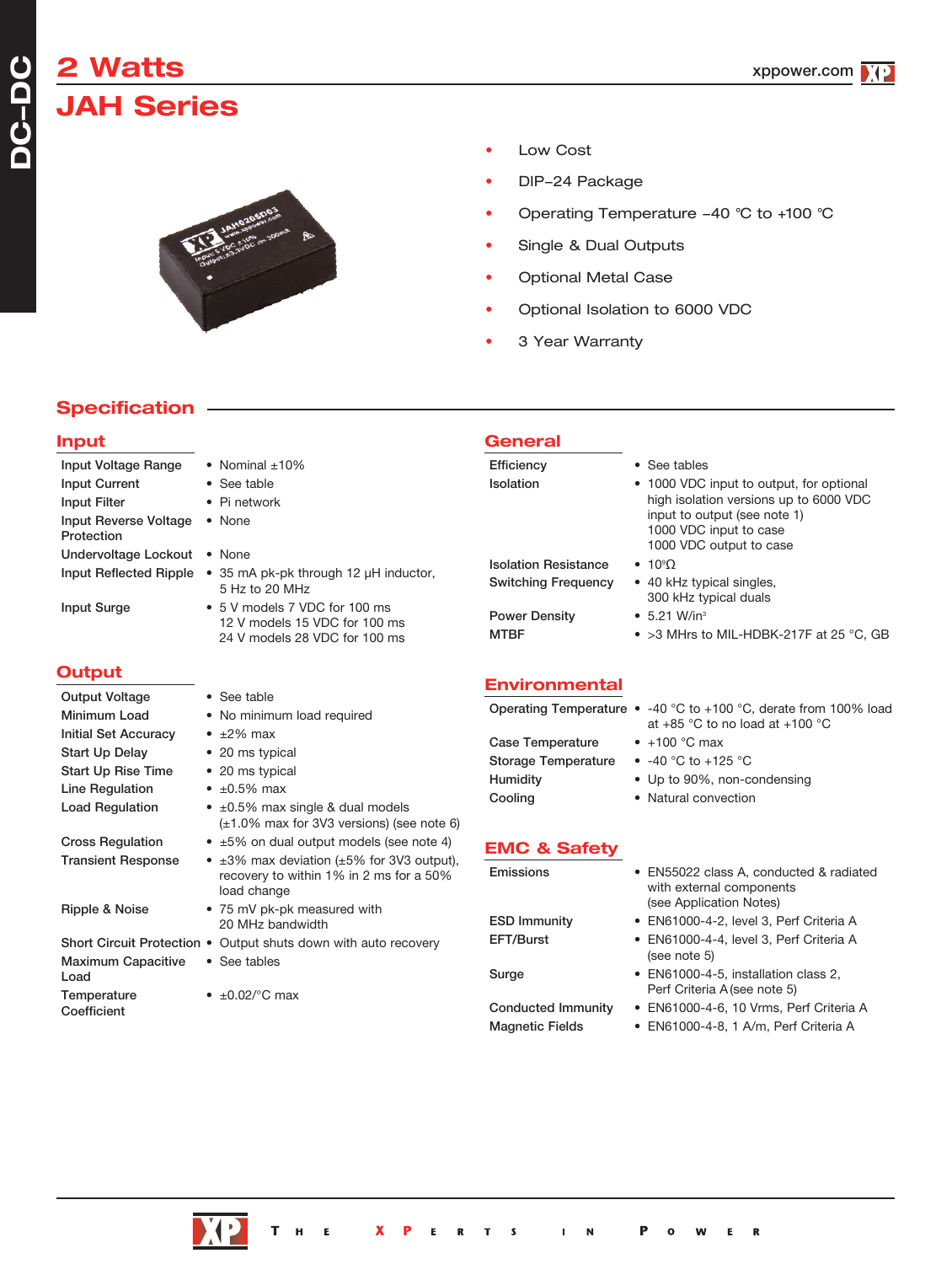# 2 Watts

# JAH Series

- Low Cost
- DIP–24 Package
- Operating Temperature –40 °C to +100 °C
- Single & Dual Outputs
- Optional Metal Case
- Optional Isolation to 6000 VDC
- 3 Year Warranty

## Specification

### Input

| | |
|---|---|
| Input Voltage Range | • Nominal ±10% |
| Input Current | • See table |
| Input Filter | • Pi network |
| Input Reverse Voltage Protection | • None |
| Undervoltage Lockout | • None |
| Input Reflected Ripple | • 35 mA pk-pk through 12 μH inductor, 5 Hz to 20 MHz |
| Input Surge | • 5 V models 7 VDC for 100 ms<br>12 V models 15 VDC for 100 ms<br>24 V models 28 VDC for 100 ms |

### Output

| | |
|---|---|
| Output Voltage | • See table |
| Minimum Load | • No minimum load required |
| Initial Set Accuracy | • ±2% max |
| Start Up Delay | • 20 ms typical |
| Start Up Rise Time | • 20 ms typical |
| Line Regulation | • ±0.5% max |
| Load Regulation | • ±0.5% max single & dual models (±1.0% max for 3V3 versions) (see note 6) |
| Cross Regulation | • ±5% on dual output models (see note 4) |
| Transient Response | • ±3% max deviation (±5% for 3V3 output), recovery to within 1% in 2 ms for a 50% load change |
| Ripple & Noise | • 75 mV pk-pk measured with 20 MHz bandwidth |
| Short Circuit Protection | • Output shuts down with auto recovery |
| Maximum Capacitive Load | • See tables |
| Temperature Coefficient | • ±0.02/°C max |

### General

| | |
|---|---|
| Efficiency | • See tables |
| Isolation | • 1000 VDC input to output, for optional high isolation versions up to 6000 VDC input to output (see note 1)<br>1000 VDC input to case<br>1000 VDC output to case |
| Isolation Resistance | • $10^9 \Omega$ |
| Switching Frequency | • 40 kHz typical singles, 300 kHz typical duals |
| Power Density | • 5.21 W/in$^3$ |
| MTBF | • >3 MHrs to MIL-HDBK-217F at 25 °C, GB |

### Environmental

| | |
|---|---|
| Operating Temperature | • -40 °C to +100 °C, derate from 100% load at +85 °C to no load at +100 °C |
| Case Temperature | • +100 °C max |
| Storage Temperature | • -40 °C to +125 °C |
| Humidity | • Up to 90%, non-condensing |
| Cooling | • Natural convection |

### EMC & Safety

| | |
|---|---|
| Emissions | • EN55022 class A, conducted & radiated with external components (see Application Notes) |
| ESD Immunity | • EN61000-4-2, level 3, Perf Criteria A |
| EFT/Burst | • EN61000-4-4, level 3, Perf Criteria A (see note 5) |
| Surge | • EN61000-4-5, installation class 2, Perf Criteria A (see note 5) |
| Conducted Immunity | • EN61000-4-6, 10 Vrms, Perf Criteria A |
| Magnetic Fields | • EN61000-4-8, 1 A/m, Perf Criteria A |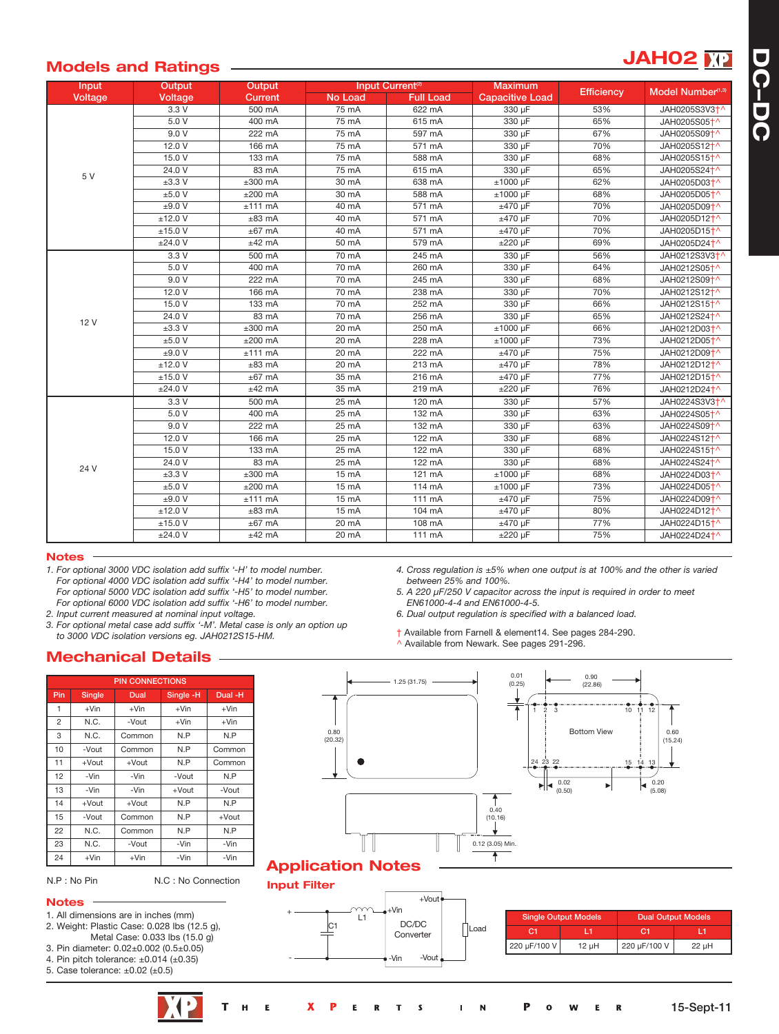## Models and Ratings

JAH02

| Input Voltage | Output Voltage | Output Current | Input Current[2] No Load | Input Current[2] Full Load | Maximum Capacitive Load | Efficiency | Model Number[1,3] |
|---|---|---|---|---|---|---|---|
| 5 V | 3.3 V | 500 mA | 75 mA | 622 mA | 330 µF | 53% | JAH0205S3V3†^ |
| | 5.0 V | 400 mA | 75 mA | 615 mA | 330 µF | 65% | JAH0205S05†^ |
| | 9.0 V | 222 mA | 75 mA | 597 mA | 330 µF | 67% | JAH0205S09†^ |
| | 12.0 V | 166 mA | 75 mA | 571 mA | 330 µF | 70% | JAH0205S12†^ |
| | 15.0 V | 133 mA | 75 mA | 588 mA | 330 µF | 68% | JAH0205S15†^ |
| | 24.0 V | 83 mA | 75 mA | 615 mA | 330 µF | 65% | JAH0205S24†^ |
| | ±3.3 V | ±300 mA | 30 mA | 638 mA | ±1000 µF | 62% | JAH0205D03†^ |
| | ±5.0 V | ±200 mA | 30 mA | 588 mA | ±1000 µF | 68% | JAH0205D05†^ |
| | ±9.0 V | ±111 mA | 40 mA | 571 mA | ±470 µF | 70% | JAH0205D09†^ |
| | ±12.0 V | ±83 mA | 40 mA | 571 mA | ±470 µF | 70% | JAH0205D12†^ |
| | ±15.0 V | ±67 mA | 40 mA | 571 mA | ±470 µF | 70% | JAH0205D15†^ |
| | ±24.0 V | ±42 mA | 50 mA | 579 mA | ±220 µF | 69% | JAH0205D24†^ |
| 12 V | 3.3 V | 500 mA | 70 mA | 245 mA | 330 µF | 56% | JAH0212S3V3†^ |
| | 5.0 V | 400 mA | 70 mA | 260 mA | 330 µF | 64% | JAH0212S05†^ |
| | 9.0 V | 222 mA | 70 mA | 245 mA | 330 µF | 68% | JAH0212S09†^ |
| | 12.0 V | 166 mA | 70 mA | 238 mA | 330 µF | 70% | JAH0212S12†^ |
| | 15.0 V | 133 mA | 70 mA | 252 mA | 330 µF | 66% | JAH0212S15†^ |
| | 24.0 V | 83 mA | 70 mA | 256 mA | 330 µF | 65% | JAH0212S24†^ |
| | ±3.3 V | ±300 mA | 20 mA | 250 mA | ±1000 µF | 66% | JAH0212D03†^ |
| | ±5.0 V | ±200 mA | 20 mA | 228 mA | ±1000 µF | 73% | JAH0212D05†^ |
| | ±9.0 V | ±111 mA | 20 mA | 222 mA | ±470 µF | 75% | JAH0212D09†^ |
| | ±12.0 V | ±83 mA | 20 mA | 213 mA | ±470 µF | 78% | JAH0212D12†^ |
| | ±15.0 V | ±67 mA | 35 mA | 216 mA | ±470 µF | 77% | JAH0212D15†^ |
| | ±24.0 V | ±42 mA | 35 mA | 219 mA | ±220 µF | 76% | JAH0212D24†^ |
| 24 V | 3.3 V | 500 mA | 25 mA | 120 mA | 330 µF | 57% | JAH0224S3V3†^ |
| | 5.0 V | 400 mA | 25 mA | 132 mA | 330 µF | 63% | JAH0224S05†^ |
| | 9.0 V | 222 mA | 25 mA | 132 mA | 330 µF | 63% | JAH0224S09†^ |
| | 12.0 V | 166 mA | 25 mA | 122 mA | 330 µF | 68% | JAH0224S12†^ |
| | 15.0 V | 133 mA | 25 mA | 122 mA | 330 µF | 68% | JAH0224S15†^ |
| | 24.0 V | 83 mA | 25 mA | 122 mA | 330 µF | 68% | JAH0224S24†^ |
| | ±3.3 V | ±300 mA | 15 mA | 121 mA | ±1000 µF | 68% | JAH0224D03†^ |
| | ±5.0 V | ±200 mA | 15 mA | 114 mA | ±1000 µF | 73% | JAH0224D05†^ |
| | ±9.0 V | ±111 mA | 15 mA | 111 mA | ±470 µF | 75% | JAH0224D09†^ |
| | ±12.0 V | ±83 mA | 15 mA | 104 mA | ±470 µF | 80% | JAH0224D12†^ |
| | ±15.0 V | ±67 mA | 20 mA | 108 mA | ±470 µF | 77% | JAH0224D15†^ |
| | ±24.0 V | ±42 mA | 20 mA | 111 mA | ±220 µF | 75% | JAH0224D24†^ |

### Notes

1. *For optional 3000 VDC isolation add suffix '-H' to model number.*
   *For optional 4000 VDC isolation add suffix '-H4' to model number.*
   *For optional 5000 VDC isolation add suffix '-H5' to model number.*
   *For optional 6000 VDC isolation add suffix '-H6' to model number.*
2. *Input current measured at nominal input voltage.*
3. *For optional metal case add suffix '-M'. Metal case is only an option up to 3000 VDC isolation versions eg. JAH0212S15-HM.*
4. *Cross regulation is ±5% when one output is at 100% and the other is varied between 25% and 100%.*
5. *A 220 µF/250 V capacitor across the input is required in order to meet EN61000-4-4 and EN61000-4-5.*
6. *Dual output regulation is specified with a balanced load.*

† Available from Farnell & element14. See pages 284-290.
^ Available from Newark. See pages 291-296.

## Mechanical Details

| PIN CONNECTIONS | | | | |
|---|---|---|---|---|
| Pin | Single | Dual | Single -H | Dual -H |
| 1 | +Vin | +Vin | +Vin | +Vin |
| 2 | N.C. | -Vout | +Vin | +Vin |
| 3 | N.C. | Common | N.P | N.P |
| 10 | -Vout | Common | N.P | Common |
| 11 | +Vout | +Vout | N.P | Common |
| 12 | -Vin | -Vin | -Vout | N.P |
| 13 | -Vin | -Vin | +Vout | -Vout |
| 14 | +Vout | +Vout | N.P | N.P |
| 15 | -Vout | Common | N.P | +Vout |
| 22 | N.C. | Common | N.P | N.P |
| 23 | N.C. | -Vout | -Vin | -Vin |
| 24 | +Vin | +Vin | -Vin | -Vin |

N.P : No Pin    N.C : No Connection

1.25 (31.75)
0.80 (20.32)
0.40 (10.16)
0.12 (3.05) Min.
0.01 (0.25)
0.90 (22.86)
Bottom View
0.60 (15.24)
0.02 (0.50)
0.20 (5.08)
1 2 3 10 11 12
24 23 22 15 14 13

### Notes

1. All dimensions are in inches (mm)
2. Weight: Plastic Case: 0.028 lbs (12.5 g), Metal Case: 0.033 lbs (15.0 g)
3. Pin diameter: 0.02±0.002 (0.5±0.05)
4. Pin pitch tolerance: ±0.014 (±0.35)
5. Case tolerance: ±0.02 (±0.5)

## Application Notes

### Input Filter

+ L1 +Vin +Vout C1 DC/DC Converter Load - -Vin -Vout

| Single Output Models | | Dual Output Models | |
|---|---|---|---|
| C1 | L1 | C1 | L1 |
| 220 µF/100 V | 12 µH | 220 µF/100 V | 22 µH |